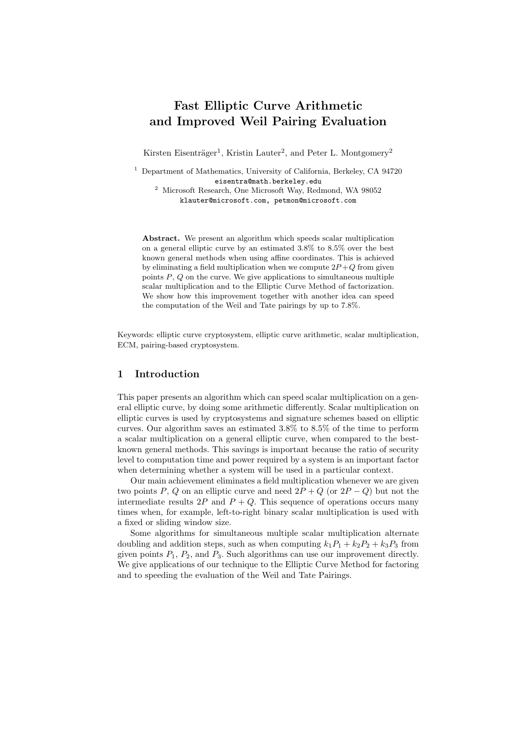# Fast Elliptic Curve Arithmetic and Improved Weil Pairing Evaluation

Kirsten Eisenträger[1], Kristin Lauter[2], and Peter L. Montgomery[2]

[1] Department of Mathematics, University of California, Berkeley, CA 94720
eisentra@math.berkeley.edu

[2] Microsoft Research, One Microsoft Way, Redmond, WA 98052
klauter@microsoft.com, petmon@microsoft.com

**Abstract.** We present an algorithm which speeds scalar multiplication on a general elliptic curve by an estimated 3.8% to 8.5% over the best known general methods when using affine coordinates. This is achieved by eliminating a field multiplication when we compute $2P+Q$ from given points $P$, $Q$ on the curve. We give applications to simultaneous multiple scalar multiplication and to the Elliptic Curve Method of factorization. We show how this improvement together with another idea can speed the computation of the Weil and Tate pairings by up to 7.8%.

Keywords: elliptic curve cryptosystem, elliptic curve arithmetic, scalar multiplication, ECM, pairing-based cryptosystem.

## 1 Introduction

This paper presents an algorithm which can speed scalar multiplication on a general elliptic curve, by doing some arithmetic differently. Scalar multiplication on elliptic curves is used by cryptosystems and signature schemes based on elliptic curves. Our algorithm saves an estimated 3.8% to 8.5% of the time to perform a scalar multiplication on a general elliptic curve, when compared to the best-known general methods. This savings is important because the ratio of security level to computation time and power required by a system is an important factor when determining whether a system will be used in a particular context.

Our main achievement eliminates a field multiplication whenever we are given two points $P$, $Q$ on an elliptic curve and need $2P+Q$ (or $2P-Q$) but not the intermediate results $2P$ and $P+Q$. This sequence of operations occurs many times when, for example, left-to-right binary scalar multiplication is used with a fixed or sliding window size.

Some algorithms for simultaneous multiple scalar multiplication alternate doubling and addition steps, such as when computing $k_1P_1 + k_2P_2 + k_3P_3$ from given points $P_1$, $P_2$, and $P_3$. Such algorithms can use our improvement directly. We give applications of our technique to the Elliptic Curve Method for factoring and to speeding the evaluation of the Weil and Tate Pairings.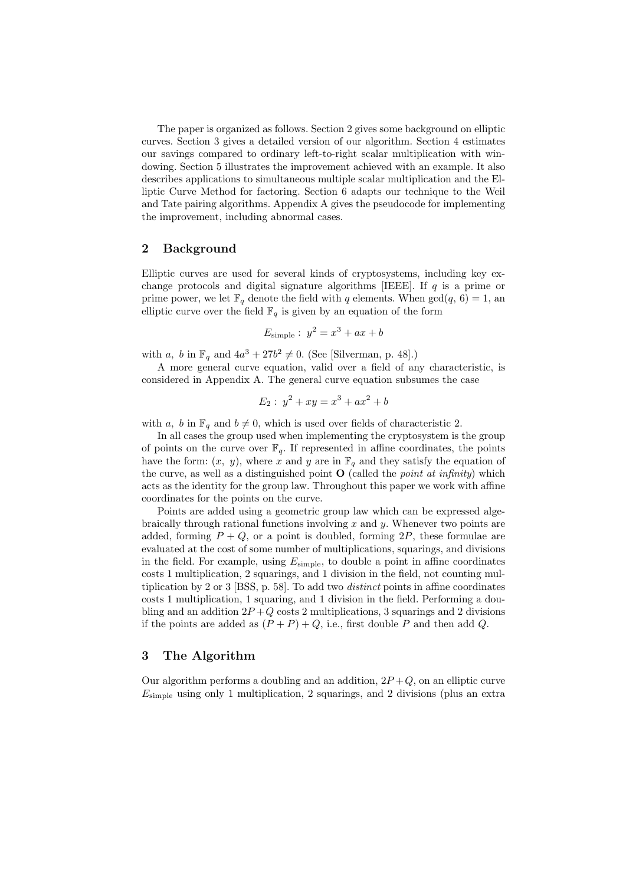The paper is organized as follows. Section 2 gives some background on elliptic curves. Section 3 gives a detailed version of our algorithm. Section 4 estimates our savings compared to ordinary left-to-right scalar multiplication with windowing. Section 5 illustrates the improvement achieved with an example. It also describes applications to simultaneous multiple scalar multiplication and the Elliptic Curve Method for factoring. Section 6 adapts our technique to the Weil and Tate pairing algorithms. Appendix A gives the pseudocode for implementing the improvement, including abnormal cases.

## 2 Background

Elliptic curves are used for several kinds of cryptosystems, including key exchange protocols and digital signature algorithms [IEEE]. If $q$ is a prime or prime power, we let $\mathbb{F}_q$ denote the field with $q$ elements. When $\gcd(q, 6) = 1$, an elliptic curve over the field $\mathbb{F}_q$ is given by an equation of the form

$$E_{\text{simple}}: \ y^2 = x^3 + ax + b$$

with $a, \ b$ in $\mathbb{F}_q$ and $4a^3 + 27b^2 \neq 0$. (See [Silverman, p. 48].)

A more general curve equation, valid over a field of any characteristic, is considered in Appendix A. The general curve equation subsumes the case

$$E_2: \ y^2 + xy = x^3 + ax^2 + b$$

with $a, \ b$ in $\mathbb{F}_q$ and $b \neq 0$, which is used over fields of characteristic 2.

In all cases the group used when implementing the cryptosystem is the group of points on the curve over $\mathbb{F}_q$. If represented in affine coordinates, the points have the form: $(x, \ y)$, where $x$ and $y$ are in $\mathbb{F}_q$ and they satisfy the equation of the curve, as well as a distinguished point $\mathbf{O}$ (called the *point at infinity*) which acts as the identity for the group law. Throughout this paper we work with affine coordinates for the points on the curve.

Points are added using a geometric group law which can be expressed algebraically through rational functions involving $x$ and $y$. Whenever two points are added, forming $P + Q$, or a point is doubled, forming $2P$, these formulae are evaluated at the cost of some number of multiplications, squarings, and divisions in the field. For example, using $E_{\text{simple}}$, to double a point in affine coordinates costs 1 multiplication, 2 squarings, and 1 division in the field, not counting multiplication by 2 or 3 [BSS, p. 58]. To add two *distinct* points in affine coordinates costs 1 multiplication, 1 squaring, and 1 division in the field. Performing a doubling and an addition $2P + Q$ costs 2 multiplications, 3 squarings and 2 divisions if the points are added as $(P + P) + Q$, i.e., first double $P$ and then add $Q$.

## 3 The Algorithm

Our algorithm performs a doubling and an addition, $2P + Q$, on an elliptic curve $E_{\text{simple}}$ using only 1 multiplication, 2 squarings, and 2 divisions (plus an extra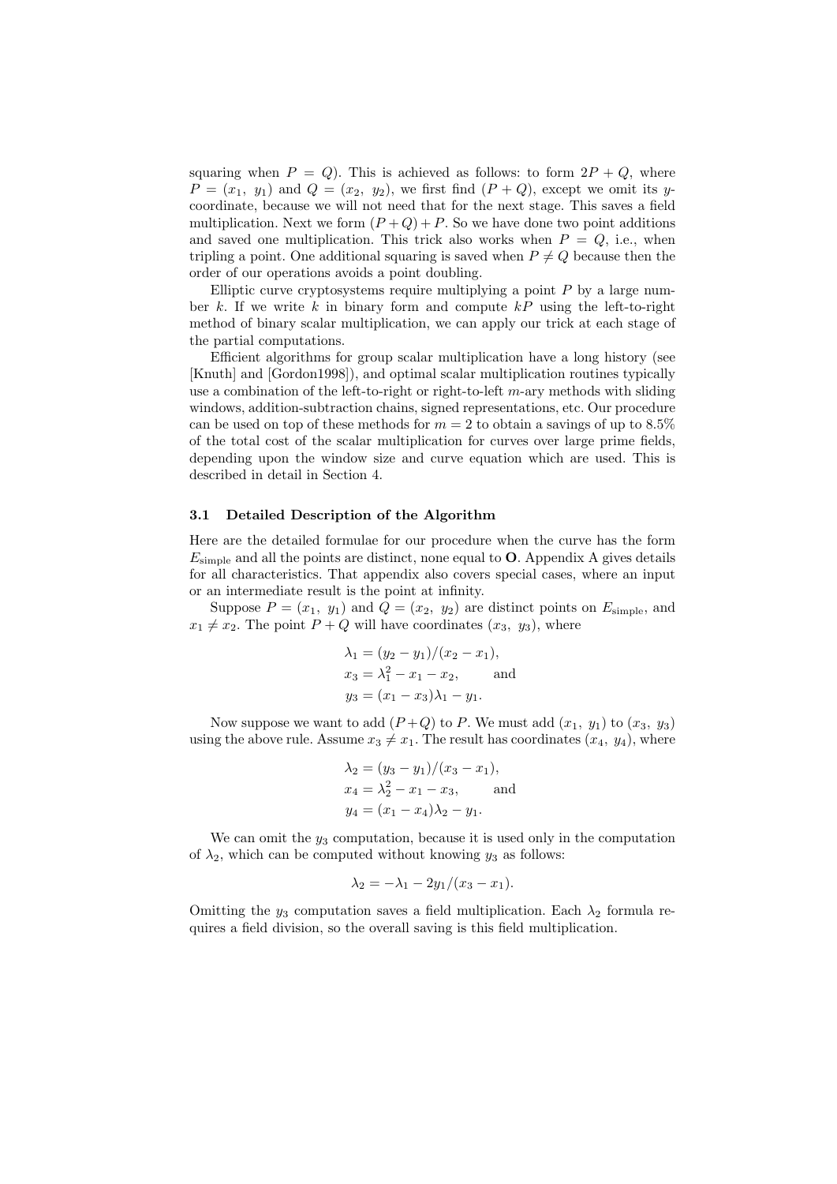squaring when $P = Q$). This is achieved as follows: to form $2P + Q$, where $P = (x_1,\ y_1)$ and $Q = (x_2,\ y_2)$, we first find $(P + Q)$, except we omit its $y$-coordinate, because we will not need that for the next stage. This saves a field multiplication. Next we form $(P + Q) + P$. So we have done two point additions and saved one multiplication. This trick also works when $P = Q$, i.e., when tripling a point. One additional squaring is saved when $P \neq Q$ because then the order of our operations avoids a point doubling.

Elliptic curve cryptosystems require multiplying a point $P$ by a large number $k$. If we write $k$ in binary form and compute $kP$ using the left-to-right method of binary scalar multiplication, we can apply our trick at each stage of the partial computations.

Efficient algorithms for group scalar multiplication have a long history (see [Knuth] and [Gordon1998]), and optimal scalar multiplication routines typically use a combination of the left-to-right or right-to-left $m$-ary methods with sliding windows, addition-subtraction chains, signed representations, etc. Our procedure can be used on top of these methods for $m = 2$ to obtain a savings of up to 8.5% of the total cost of the scalar multiplication for curves over large prime fields, depending upon the window size and curve equation which are used. This is described in detail in Section 4.

### 3.1 Detailed Description of the Algorithm

Here are the detailed formulae for our procedure when the curve has the form $E_{\text{simple}}$ and all the points are distinct, none equal to $\mathbf{O}$. Appendix A gives details for all characteristics. That appendix also covers special cases, where an input or an intermediate result is the point at infinity.

Suppose $P = (x_1,\ y_1)$ and $Q = (x_2,\ y_2)$ are distinct points on $E_{\text{simple}}$, and $x_1 \neq x_2$. The point $P + Q$ will have coordinates $(x_3,\ y_3)$, where

$$\begin{aligned}
\lambda_1 &= (y_2 - y_1)/(x_2 - x_1), \\
x_3 &= \lambda_1^2 - x_1 - x_2, \qquad \text{and} \\
y_3 &= (x_1 - x_3)\lambda_1 - y_1.
\end{aligned}$$

Now suppose we want to add $(P + Q)$ to $P$. We must add $(x_1,\ y_1)$ to $(x_3,\ y_3)$ using the above rule. Assume $x_3 \neq x_1$. The result has coordinates $(x_4,\ y_4)$, where

$$\begin{aligned}
\lambda_2 &= (y_3 - y_1)/(x_3 - x_1), \\
x_4 &= \lambda_2^2 - x_1 - x_3, \qquad \text{and} \\
y_4 &= (x_1 - x_4)\lambda_2 - y_1.
\end{aligned}$$

We can omit the $y_3$ computation, because it is used only in the computation of $\lambda_2$, which can be computed without knowing $y_3$ as follows:

$$\lambda_2 = -\lambda_1 - 2y_1/(x_3 - x_1).$$

Omitting the $y_3$ computation saves a field multiplication. Each $\lambda_2$ formula requires a field division, so the overall saving is this field multiplication.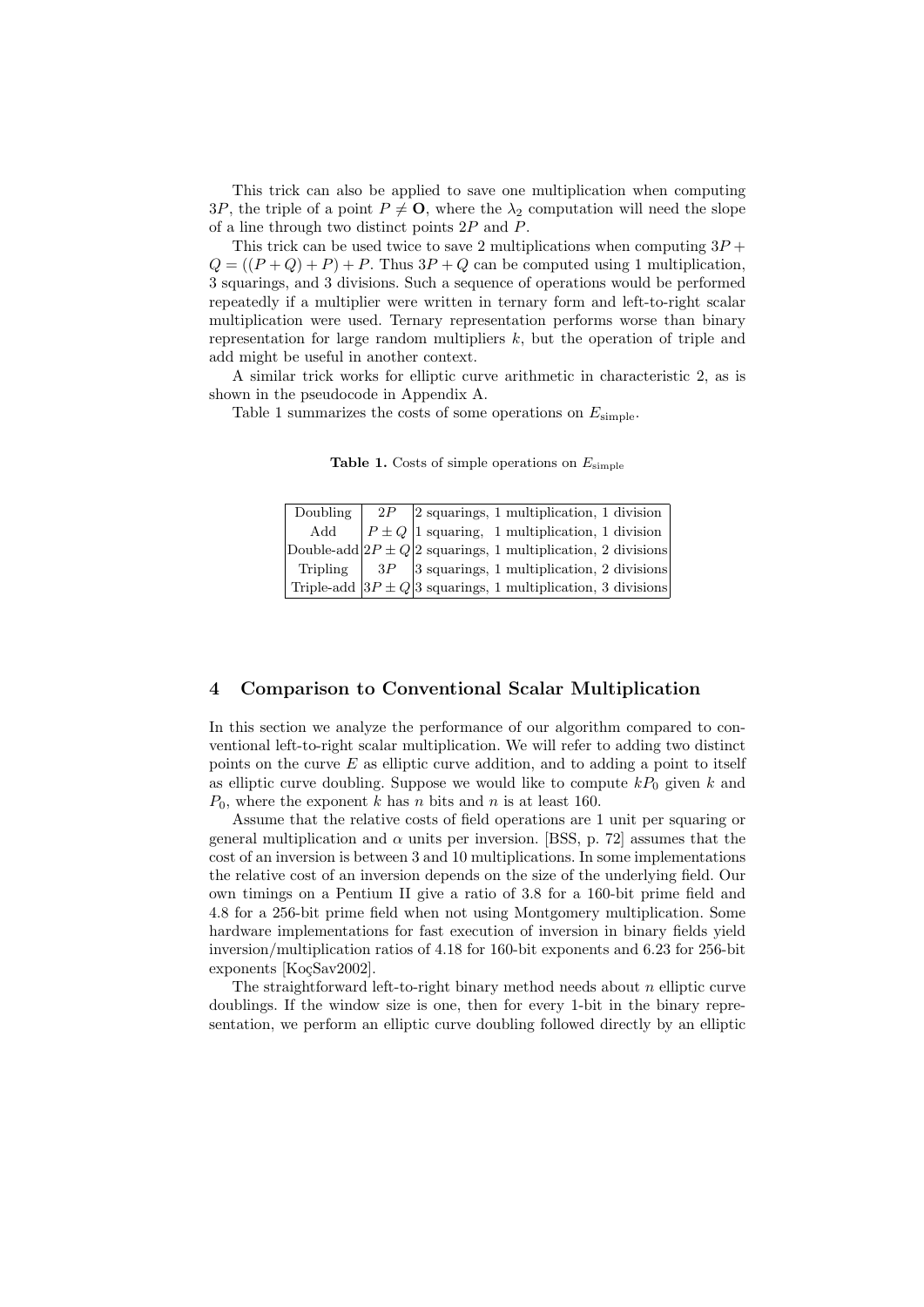This trick can also be applied to save one multiplication when computing $3P$, the triple of a point $P \neq \mathbf{O}$, where the $\lambda_2$ computation will need the slope of a line through two distinct points $2P$ and $P$.

This trick can be used twice to save 2 multiplications when computing $3P + Q = ((P + Q) + P) + P$. Thus $3P + Q$ can be computed using 1 multiplication, 3 squarings, and 3 divisions. Such a sequence of operations would be performed repeatedly if a multiplier were written in ternary form and left-to-right scalar multiplication were used. Ternary representation performs worse than binary representation for large random multipliers $k$, but the operation of triple and add might be useful in another context.

A similar trick works for elliptic curve arithmetic in characteristic 2, as is shown in the pseudocode in Appendix A.

Table 1 summarizes the costs of some operations on $E_{\text{simple}}$.

**Table 1.** Costs of simple operations on $E_{\text{simple}}$

| Operation | Result | Cost |
|---|---|---|
| Doubling | $2P$ | 2 squarings, 1 multiplication, 1 division |
| Add | $P \pm Q$ | 1 squaring, 1 multiplication, 1 division |
| Double-add | $2P \pm Q$ | 2 squarings, 1 multiplication, 2 divisions |
| Tripling | $3P$ | 3 squarings, 1 multiplication, 2 divisions |
| Triple-add | $3P \pm Q$ | 3 squarings, 1 multiplication, 3 divisions |

## 4 Comparison to Conventional Scalar Multiplication

In this section we analyze the performance of our algorithm compared to conventional left-to-right scalar multiplication. We will refer to adding two distinct points on the curve $E$ as elliptic curve addition, and to adding a point to itself as elliptic curve doubling. Suppose we would like to compute $kP_0$ given $k$ and $P_0$, where the exponent $k$ has $n$ bits and $n$ is at least 160.

Assume that the relative costs of field operations are 1 unit per squaring or general multiplication and $\alpha$ units per inversion. [BSS, p. 72] assumes that the cost of an inversion is between 3 and 10 multiplications. In some implementations the relative cost of an inversion depends on the size of the underlying field. Our own timings on a Pentium II give a ratio of 3.8 for a 160-bit prime field and 4.8 for a 256-bit prime field when not using Montgomery multiplication. Some hardware implementations for fast execution of inversion in binary fields yield inversion/multiplication ratios of 4.18 for 160-bit exponents and 6.23 for 256-bit exponents [KoçSav2002].

The straightforward left-to-right binary method needs about $n$ elliptic curve doublings. If the window size is one, then for every 1-bit in the binary representation, we perform an elliptic curve doubling followed directly by an elliptic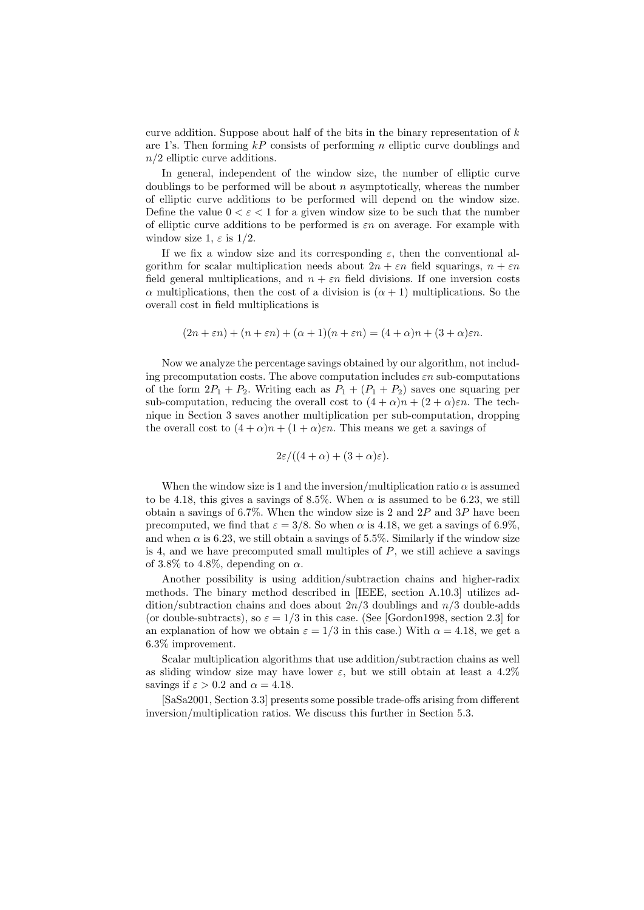curve addition. Suppose about half of the bits in the binary representation of $k$ are 1's. Then forming $kP$ consists of performing $n$ elliptic curve doublings and $n/2$ elliptic curve additions.

In general, independent of the window size, the number of elliptic curve doublings to be performed will be about $n$ asymptotically, whereas the number of elliptic curve additions to be performed will depend on the window size. Define the value $0 < \varepsilon < 1$ for a given window size to be such that the number of elliptic curve additions to be performed is $\varepsilon n$ on average. For example with window size 1, $\varepsilon$ is $1/2$.

If we fix a window size and its corresponding $\varepsilon$, then the conventional algorithm for scalar multiplication needs about $2n + \varepsilon n$ field squarings, $n + \varepsilon n$ field general multiplications, and $n + \varepsilon n$ field divisions. If one inversion costs $\alpha$ multiplications, then the cost of a division is $(\alpha + 1)$ multiplications. So the overall cost in field multiplications is

$$(2n + \varepsilon n) + (n + \varepsilon n) + (\alpha + 1)(n + \varepsilon n) = (4 + \alpha)n + (3 + \alpha)\varepsilon n.$$

Now we analyze the percentage savings obtained by our algorithm, not including precomputation costs. The above computation includes $\varepsilon n$ sub-computations of the form $2P_1 + P_2$. Writing each as $P_1 + (P_1 + P_2)$ saves one squaring per sub-computation, reducing the overall cost to $(4 + \alpha)n + (2 + \alpha)\varepsilon n$. The technique in Section 3 saves another multiplication per sub-computation, dropping the overall cost to $(4 + \alpha)n + (1 + \alpha)\varepsilon n$. This means we get a savings of

$$2\varepsilon/((4 + \alpha) + (3 + \alpha)\varepsilon).$$

When the window size is 1 and the inversion/multiplication ratio $\alpha$ is assumed to be 4.18, this gives a savings of 8.5%. When $\alpha$ is assumed to be 6.23, we still obtain a savings of 6.7%. When the window size is 2 and $2P$ and $3P$ have been precomputed, we find that $\varepsilon = 3/8$. So when $\alpha$ is 4.18, we get a savings of 6.9%, and when $\alpha$ is 6.23, we still obtain a savings of 5.5%. Similarly if the window size is 4, and we have precomputed small multiples of $P$, we still achieve a savings of 3.8% to 4.8%, depending on $\alpha$.

Another possibility is using addition/subtraction chains and higher-radix methods. The binary method described in [IEEE, section A.10.3] utilizes addition/subtraction chains and does about $2n/3$ doublings and $n/3$ double-adds (or double-subtracts), so $\varepsilon = 1/3$ in this case. (See [Gordon1998, section 2.3] for an explanation of how we obtain $\varepsilon = 1/3$ in this case.) With $\alpha = 4.18$, we get a 6.3% improvement.

Scalar multiplication algorithms that use addition/subtraction chains as well as sliding window size may have lower $\varepsilon$, but we still obtain at least a 4.2% savings if $\varepsilon > 0.2$ and $\alpha = 4.18$.

[SaSa2001, Section 3.3] presents some possible trade-offs arising from different inversion/multiplication ratios. We discuss this further in Section 5.3.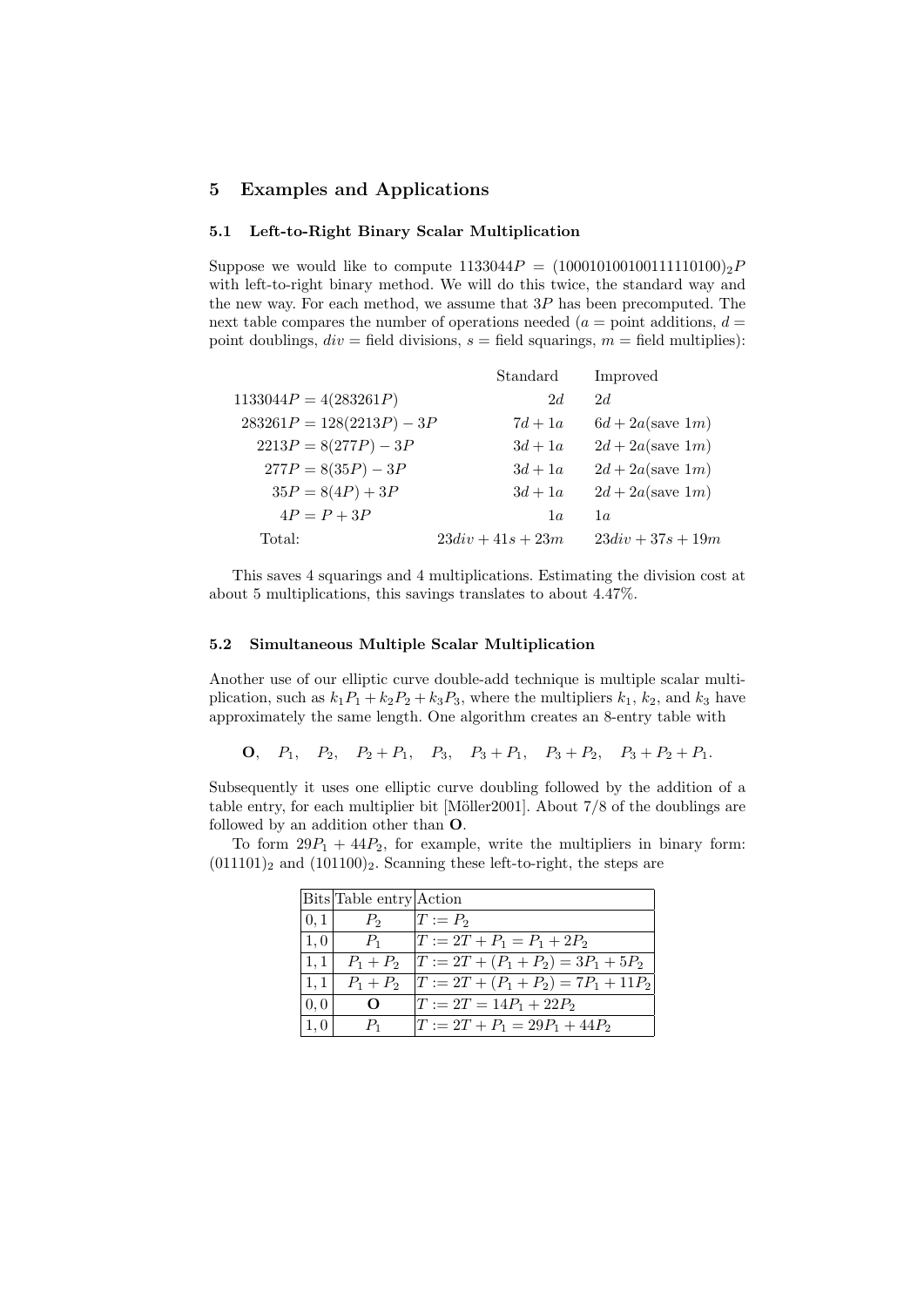## 5 Examples and Applications

### 5.1 Left-to-Right Binary Scalar Multiplication

Suppose we would like to compute $1133044P = (100010100100111110100)_2P$ with left-to-right binary method. We will do this twice, the standard way and the new way. For each method, we assume that $3P$ has been precomputed. The next table compares the number of operations needed ($a$ = point additions, $d$ = point doublings, $div$ = field divisions, $s$ = field squarings, $m$ = field multiplies):

| | Standard | Improved |
|---|---|---|
| $1133044P = 4(283261P)$ | $2d$ | $2d$ |
| $283261P = 128(2213P) - 3P$ | $7d + 1a$ | $6d + 2a$(save $1m$) |
| $2213P = 8(277P) - 3P$ | $3d + 1a$ | $2d + 2a$(save $1m$) |
| $277P = 8(35P) - 3P$ | $3d + 1a$ | $2d + 2a$(save $1m$) |
| $35P = 8(4P) + 3P$ | $3d + 1a$ | $2d + 2a$(save $1m$) |
| $4P = P + 3P$ | $1a$ | $1a$ |
| Total: | $23div + 41s + 23m$ | $23div + 37s + 19m$ |

This saves 4 squarings and 4 multiplications. Estimating the division cost at about 5 multiplications, this savings translates to about 4.47%.

### 5.2 Simultaneous Multiple Scalar Multiplication

Another use of our elliptic curve double-add technique is multiple scalar multiplication, such as $k_1P_1 + k_2P_2 + k_3P_3$, where the multipliers $k_1$, $k_2$, and $k_3$ have approximately the same length. One algorithm creates an 8-entry table with

$$\mathbf{O}, \quad P_1, \quad P_2, \quad P_2 + P_1, \quad P_3, \quad P_3 + P_1, \quad P_3 + P_2, \quad P_3 + P_2 + P_1.$$

Subsequently it uses one elliptic curve doubling followed by the addition of a table entry, for each multiplier bit [Möller2001]. About 7/8 of the doublings are followed by an addition other than **O**.

To form $29P_1 + 44P_2$, for example, write the multipliers in binary form: $(011101)_2$ and $(101100)_2$. Scanning these left-to-right, the steps are

| Bits | Table entry | Action |
|---|---|---|
| $0, 1$ | $P_2$ | $T := P_2$ |
| $1, 0$ | $P_1$ | $T := 2T + P_1 = P_1 + 2P_2$ |
| $1, 1$ | $P_1 + P_2$ | $T := 2T + (P_1 + P_2) = 3P_1 + 5P_2$ |
| $1, 1$ | $P_1 + P_2$ | $T := 2T + (P_1 + P_2) = 7P_1 + 11P_2$ |
| $0, 0$ | $\mathbf{O}$ | $T := 2T = 14P_1 + 22P_2$ |
| $1, 0$ | $P_1$ | $T := 2T + P_1 = 29P_1 + 44P_2$ |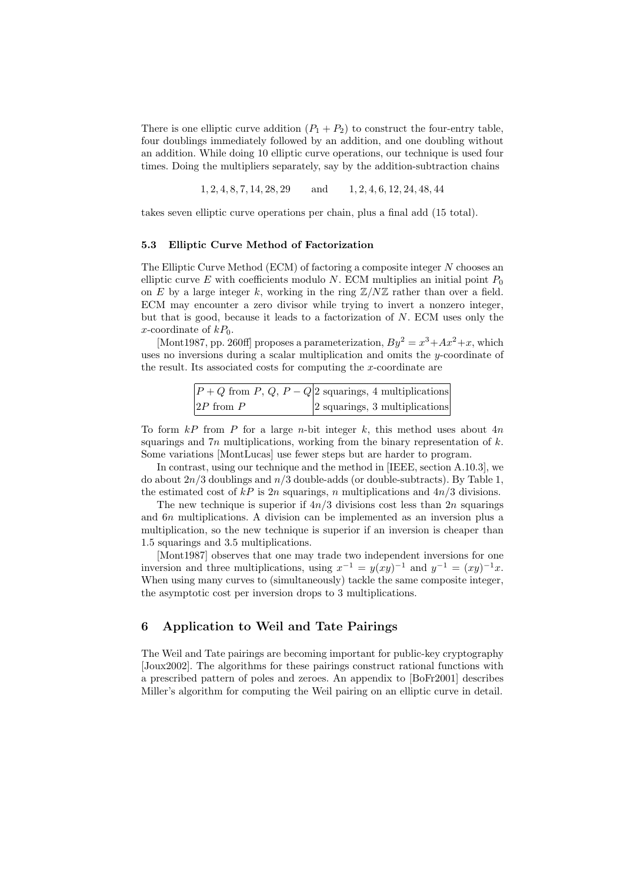There is one elliptic curve addition ($P_1 + P_2$) to construct the four-entry table, four doublings immediately followed by an addition, and one doubling without an addition. While doing 10 elliptic curve operations, our technique is used four times. Doing the multipliers separately, say by the addition-subtraction chains

$$1, 2, 4, 8, 7, 14, 28, 29 \qquad \text{and} \qquad 1, 2, 4, 6, 12, 24, 48, 44$$

takes seven elliptic curve operations per chain, plus a final add (15 total).

### 5.3 Elliptic Curve Method of Factorization

The Elliptic Curve Method (ECM) of factoring a composite integer $N$ chooses an elliptic curve $E$ with coefficients modulo $N$. ECM multiplies an initial point $P_0$ on $E$ by a large integer $k$, working in the ring $\mathbb{Z}/N\mathbb{Z}$ rather than over a field. ECM may encounter a zero divisor while trying to invert a nonzero integer, but that is good, because it leads to a factorization of $N$. ECM uses only the $x$-coordinate of $kP_0$.

[Mont1987, pp. 260ff] proposes a parameterization, $By^2 = x^3 + Ax^2 + x$, which uses no inversions during a scalar multiplication and omits the $y$-coordinate of the result. Its associated costs for computing the $x$-coordinate are

| | |
|---|---|
| $P + Q$ from $P$, $Q$, $P - Q$ | 2 squarings, 4 multiplications |
| $2P$ from $P$ | 2 squarings, 3 multiplications |

To form $kP$ from $P$ for a large $n$-bit integer $k$, this method uses about $4n$ squarings and $7n$ multiplications, working from the binary representation of $k$. Some variations [MontLucas] use fewer steps but are harder to program.

In contrast, using our technique and the method in [IEEE, section A.10.3], we do about $2n/3$ doublings and $n/3$ double-adds (or double-subtracts). By Table 1, the estimated cost of $kP$ is $2n$ squarings, $n$ multiplications and $4n/3$ divisions.

The new technique is superior if $4n/3$ divisions cost less than $2n$ squarings and $6n$ multiplications. A division can be implemented as an inversion plus a multiplication, so the new technique is superior if an inversion is cheaper than 1.5 squarings and 3.5 multiplications.

[Mont1987] observes that one may trade two independent inversions for one inversion and three multiplications, using $x^{-1} = y(xy)^{-1}$ and $y^{-1} = (xy)^{-1}x$. When using many curves to (simultaneously) tackle the same composite integer, the asymptotic cost per inversion drops to 3 multiplications.

## 6 Application to Weil and Tate Pairings

The Weil and Tate pairings are becoming important for public-key cryptography [Joux2002]. The algorithms for these pairings construct rational functions with a prescribed pattern of poles and zeroes. An appendix to [BoFr2001] describes Miller's algorithm for computing the Weil pairing on an elliptic curve in detail.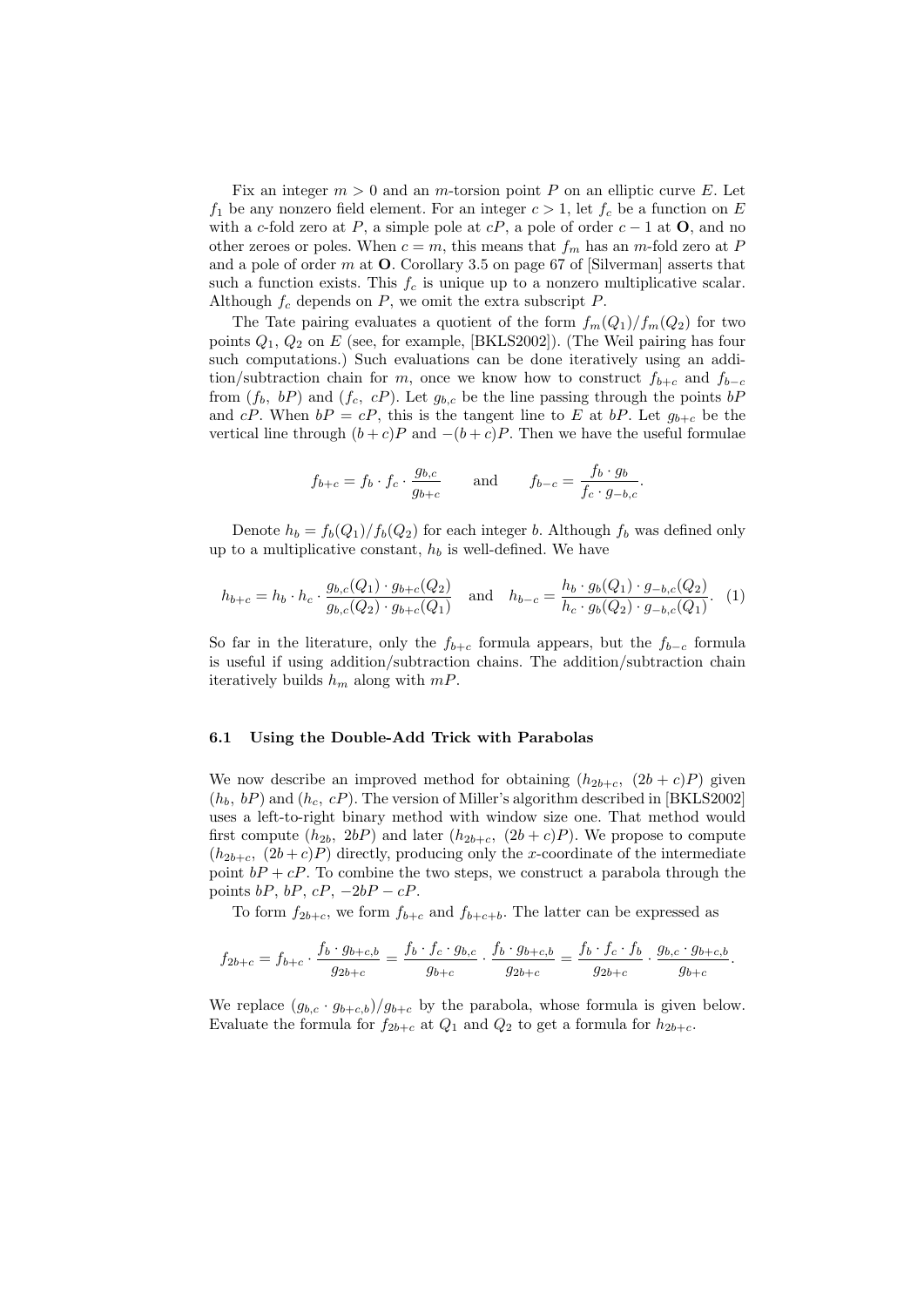Fix an integer $m > 0$ and an $m$-torsion point $P$ on an elliptic curve $E$. Let $f_1$ be any nonzero field element. For an integer $c > 1$, let $f_c$ be a function on $E$ with a $c$-fold zero at $P$, a simple pole at $cP$, a pole of order $c - 1$ at $\mathbf{O}$, and no other zeroes or poles. When $c = m$, this means that $f_m$ has an $m$-fold zero at $P$ and a pole of order $m$ at $\mathbf{O}$. Corollary 3.5 on page 67 of [Silverman] asserts that such a function exists. This $f_c$ is unique up to a nonzero multiplicative scalar. Although $f_c$ depends on $P$, we omit the extra subscript $P$.

The Tate pairing evaluates a quotient of the form $f_m(Q_1)/f_m(Q_2)$ for two points $Q_1$, $Q_2$ on $E$ (see, for example, [BKLS2002]). (The Weil pairing has four such computations.) Such evaluations can be done iteratively using an addition/subtraction chain for $m$, once we know how to construct $f_{b+c}$ and $f_{b-c}$ from $(f_b,\ bP)$ and $(f_c,\ cP)$. Let $g_{b,c}$ be the line passing through the points $bP$ and $cP$. When $bP = cP$, this is the tangent line to $E$ at $bP$. Let $g_{b+c}$ be the vertical line through $(b+c)P$ and $-(b+c)P$. Then we have the useful formulae

$$f_{b+c} = f_b \cdot f_c \cdot \frac{g_{b,c}}{g_{b+c}} \qquad \text{and} \qquad f_{b-c} = \frac{f_b \cdot g_b}{f_c \cdot g_{-b,c}}.$$

Denote $h_b = f_b(Q_1)/f_b(Q_2)$ for each integer $b$. Although $f_b$ was defined only up to a multiplicative constant, $h_b$ is well-defined. We have

$$h_{b+c} = h_b \cdot h_c \cdot \frac{g_{b,c}(Q_1) \cdot g_{b+c}(Q_2)}{g_{b,c}(Q_2) \cdot g_{b+c}(Q_1)} \quad \text{and} \quad h_{b-c} = \frac{h_b \cdot g_b(Q_1) \cdot g_{-b,c}(Q_2)}{h_c \cdot g_b(Q_2) \cdot g_{-b,c}(Q_1)}. \quad (1)$$

So far in the literature, only the $f_{b+c}$ formula appears, but the $f_{b-c}$ formula is useful if using addition/subtraction chains. The addition/subtraction chain iteratively builds $h_m$ along with $mP$.

### 6.1 Using the Double-Add Trick with Parabolas

We now describe an improved method for obtaining $(h_{2b+c},\ (2b+c)P)$ given $(h_b,\ bP)$ and $(h_c,\ cP)$. The version of Miller's algorithm described in [BKLS2002] uses a left-to-right binary method with window size one. That method would first compute $(h_{2b},\ 2bP)$ and later $(h_{2b+c},\ (2b+c)P)$. We propose to compute $(h_{2b+c},\ (2b+c)P)$ directly, producing only the $x$-coordinate of the intermediate point $bP + cP$. To combine the two steps, we construct a parabola through the points $bP$, $bP$, $cP$, $-2bP - cP$.

To form $f_{2b+c}$, we form $f_{b+c}$ and $f_{b+c+b}$. The latter can be expressed as

$$f_{2b+c} = f_{b+c} \cdot \frac{f_b \cdot g_{b+c,b}}{g_{2b+c}} = \frac{f_b \cdot f_c \cdot g_{b,c}}{g_{b+c}} \cdot \frac{f_b \cdot g_{b+c,b}}{g_{2b+c}} = \frac{f_b \cdot f_c \cdot f_b}{g_{2b+c}} \cdot \frac{g_{b,c} \cdot g_{b+c,b}}{g_{b+c}}.$$

We replace $(g_{b,c} \cdot g_{b+c,b})/g_{b+c}$ by the parabola, whose formula is given below. Evaluate the formula for $f_{2b+c}$ at $Q_1$ and $Q_2$ to get a formula for $h_{2b+c}$.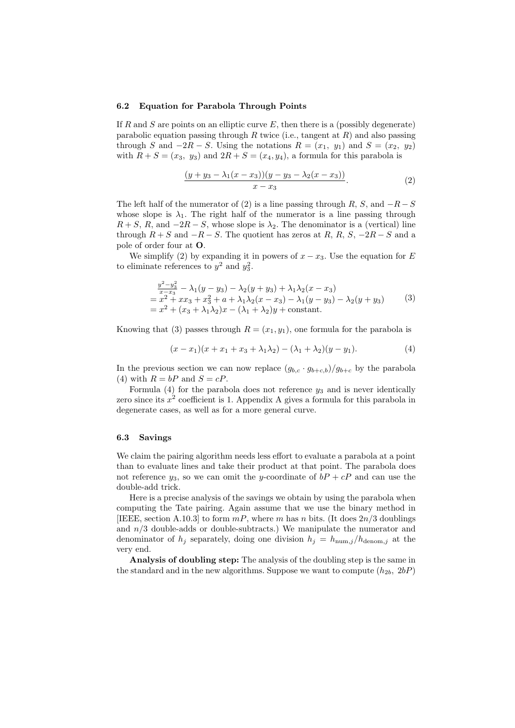### 6.2 Equation for Parabola Through Points

If $R$ and $S$ are points on an elliptic curve $E$, then there is a (possibly degenerate) parabolic equation passing through $R$ twice (i.e., tangent at $R$) and also passing through $S$ and $-2R-S$. Using the notations $R = (x_1,\ y_1)$ and $S = (x_2,\ y_2)$ with $R+S = (x_3,\ y_3)$ and $2R+S = (x_4, y_4)$, a formula for this parabola is

$$\frac{(y + y_3 - \lambda_1(x - x_3))(y - y_3 - \lambda_2(x - x_3))}{x - x_3}. \tag{2}$$

The left half of the numerator of (2) is a line passing through $R$, $S$, and $-R-S$ whose slope is $\lambda_1$. The right half of the numerator is a line passing through $R+S$, $R$, and $-2R-S$, whose slope is $\lambda_2$. The denominator is a (vertical) line through $R+S$ and $-R-S$. The quotient has zeros at $R$, $R$, $S$, $-2R-S$ and a pole of order four at $\mathbf{O}$.

We simplify (2) by expanding it in powers of $x - x_3$. Use the equation for $E$ to eliminate references to $y^2$ and $y_3^2$.

$$\begin{aligned}
&\tfrac{y^2 - y_3^2}{x - x_3} - \lambda_1(y - y_3) - \lambda_2(y + y_3) + \lambda_1\lambda_2(x - x_3) \\
&= x^2 + xx_3 + x_3^2 + a + \lambda_1\lambda_2(x - x_3) - \lambda_1(y - y_3) - \lambda_2(y + y_3) \\
&= x^2 + (x_3 + \lambda_1\lambda_2)x - (\lambda_1 + \lambda_2)y + \text{constant}.
\end{aligned} \tag{3}$$

Knowing that (3) passes through $R = (x_1, y_1)$, one formula for the parabola is

$$(x - x_1)(x + x_1 + x_3 + \lambda_1\lambda_2) - (\lambda_1 + \lambda_2)(y - y_1). \tag{4}$$

In the previous section we can now replace $(g_{b,c} \cdot g_{b+c,b})/g_{b+c}$ by the parabola (4) with $R = bP$ and $S = cP$.

Formula (4) for the parabola does not reference $y_3$ and is never identically zero since its $x^2$ coefficient is 1. Appendix A gives a formula for this parabola in degenerate cases, as well as for a more general curve.

### 6.3 Savings

We claim the pairing algorithm needs less effort to evaluate a parabola at a point than to evaluate lines and take their product at that point. The parabola does not reference $y_3$, so we can omit the $y$-coordinate of $bP + cP$ and can use the double-add trick.

Here is a precise analysis of the savings we obtain by using the parabola when computing the Tate pairing. Again assume that we use the binary method in [IEEE, section A.10.3] to form $mP$, where $m$ has $n$ bits. (It does $2n/3$ doublings and $n/3$ double-adds or double-subtracts.) We manipulate the numerator and denominator of $h_j$ separately, doing one division $h_j = h_{\text{num},j}/h_{\text{denom},j}$ at the very end.

**Analysis of doubling step:** The analysis of the doubling step is the same in the standard and in the new algorithms. Suppose we want to compute $(h_{2b},\ 2bP)$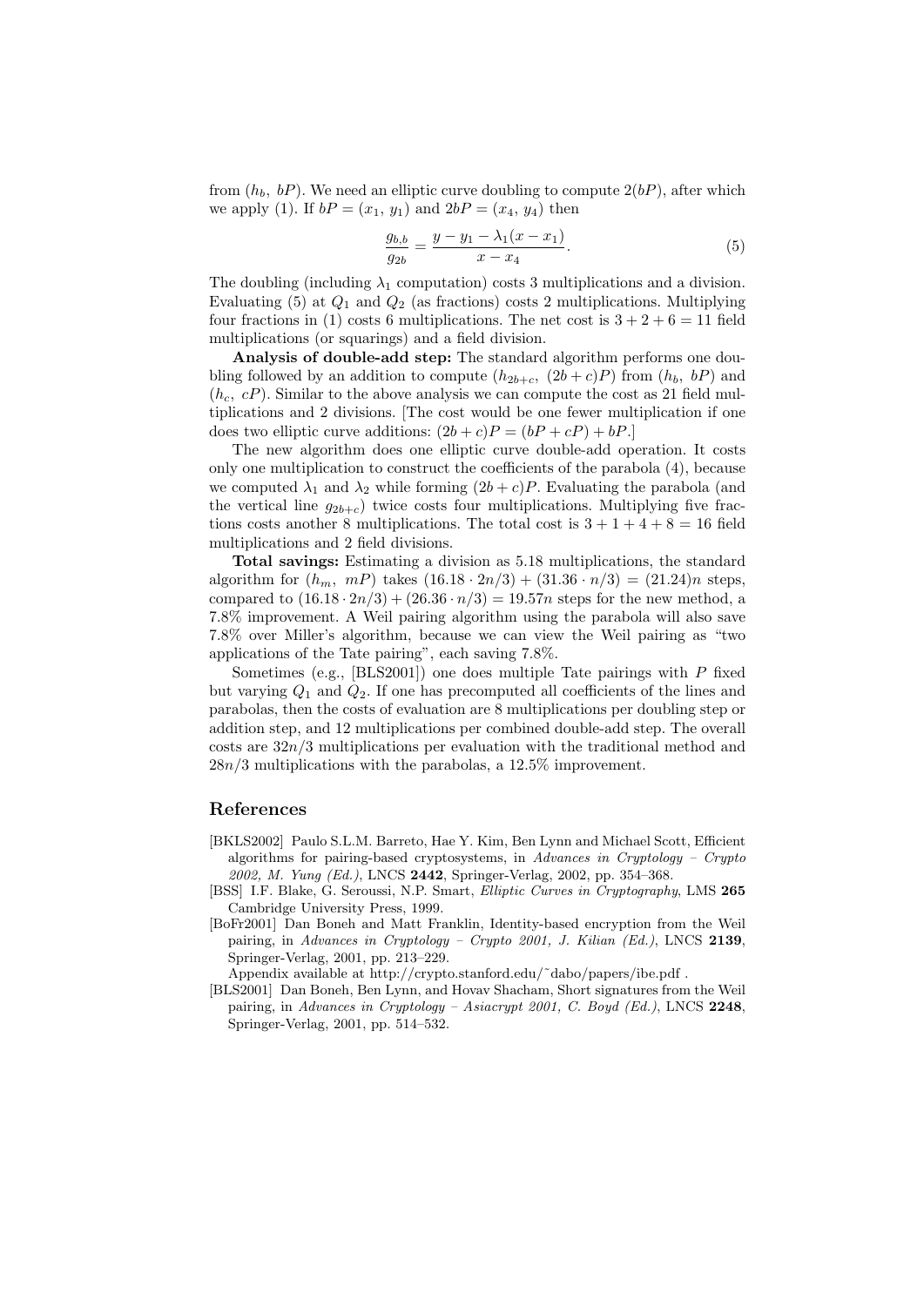from $(h_b,\ bP)$. We need an elliptic curve doubling to compute $2(bP)$, after which we apply (1). If $bP = (x_1,\ y_1)$ and $2bP = (x_4,\ y_4)$ then

$$\frac{g_{b,b}}{g_{2b}} = \frac{y - y_1 - \lambda_1(x - x_1)}{x - x_4}. \tag{5}$$

The doubling (including $\lambda_1$ computation) costs 3 multiplications and a division. Evaluating (5) at $Q_1$ and $Q_2$ (as fractions) costs 2 multiplications. Multiplying four fractions in (1) costs 6 multiplications. The net cost is $3 + 2 + 6 = 11$ field multiplications (or squarings) and a field division.

**Analysis of double-add step:** The standard algorithm performs one doubling followed by an addition to compute $(h_{2b+c},\ (2b+c)P)$ from $(h_b,\ bP)$ and $(h_c,\ cP)$. Similar to the above analysis we can compute the cost as 21 field multiplications and 2 divisions. [The cost would be one fewer multiplication if one does two elliptic curve additions: $(2b + c)P = (bP + cP) + bP$.]

The new algorithm does one elliptic curve double-add operation. It costs only one multiplication to construct the coefficients of the parabola (4), because we computed $\lambda_1$ and $\lambda_2$ while forming $(2b + c)P$. Evaluating the parabola (and the vertical line $g_{2b+c}$) twice costs four multiplications. Multiplying five fractions costs another 8 multiplications. The total cost is $3 + 1 + 4 + 8 = 16$ field multiplications and 2 field divisions.

**Total savings:** Estimating a division as 5.18 multiplications, the standard algorithm for $(h_m,\ mP)$ takes $(16.18 \cdot 2n/3) + (31.36 \cdot n/3) = (21.24)n$ steps, compared to $(16.18 \cdot 2n/3) + (26.36 \cdot n/3) = 19.57n$ steps for the new method, a 7.8% improvement. A Weil pairing algorithm using the parabola will also save 7.8% over Miller's algorithm, because we can view the Weil pairing as "two applications of the Tate pairing", each saving 7.8%.

Sometimes (e.g., [BLS2001]) one does multiple Tate pairings with $P$ fixed but varying $Q_1$ and $Q_2$. If one has precomputed all coefficients of the lines and parabolas, then the costs of evaluation are 8 multiplications per doubling step or addition step, and 12 multiplications per combined double-add step. The overall costs are $32n/3$ multiplications per evaluation with the traditional method and $28n/3$ multiplications with the parabolas, a 12.5% improvement.

## References

[BKLS2002] Paulo S.L.M. Barreto, Hae Y. Kim, Ben Lynn and Michael Scott, Efficient algorithms for pairing-based cryptosystems, in *Advances in Cryptology – Crypto 2002, M. Yung (Ed.)*, LNCS **2442**, Springer-Verlag, 2002, pp. 354–368.

[BSS] I.F. Blake, G. Seroussi, N.P. Smart, *Elliptic Curves in Cryptography*, LMS **265** Cambridge University Press, 1999.

[BoFr2001] Dan Boneh and Matt Franklin, Identity-based encryption from the Weil pairing, in *Advances in Cryptology – Crypto 2001, J. Kilian (Ed.)*, LNCS **2139**, Springer-Verlag, 2001, pp. 213–229.
Appendix available at http://crypto.stanford.edu/~dabo/papers/ibe.pdf .

[BLS2001] Dan Boneh, Ben Lynn, and Hovav Shacham, Short signatures from the Weil pairing, in *Advances in Cryptology – Asiacrypt 2001, C. Boyd (Ed.)*, LNCS **2248**, Springer-Verlag, 2001, pp. 514–532.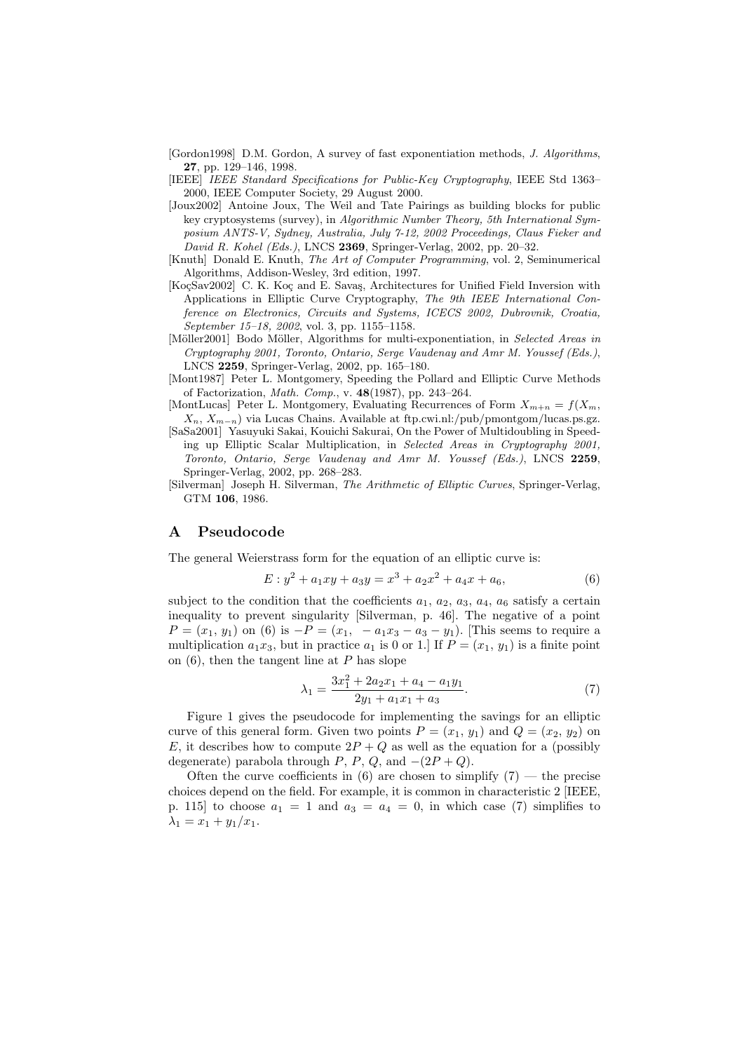[Gordon1998] D.M. Gordon, A survey of fast exponentiation methods, *J. Algorithms*, **27**, pp. 129–146, 1998.

[IEEE] *IEEE Standard Specifications for Public-Key Cryptography*, IEEE Std 1363–2000, IEEE Computer Society, 29 August 2000.

[Joux2002] Antoine Joux, The Weil and Tate Pairings as building blocks for public key cryptosystems (survey), in *Algorithmic Number Theory, 5th International Symposium ANTS-V, Sydney, Australia, July 7-12, 2002 Proceedings, Claus Fieker and David R. Kohel (Eds.)*, LNCS **2369**, Springer-Verlag, 2002, pp. 20–32.

[Knuth] Donald E. Knuth, *The Art of Computer Programming*, vol. 2, Seminumerical Algorithms, Addison-Wesley, 3rd edition, 1997.

[KoçSav2002] C. K. Koç and E. Savaş, Architectures for Unified Field Inversion with Applications in Elliptic Curve Cryptography, *The 9th IEEE International Conference on Electronics, Circuits and Systems, ICECS 2002, Dubrovnik, Croatia, September 15–18, 2002*, vol. 3, pp. 1155–1158.

[Möller2001] Bodo Möller, Algorithms for multi-exponentiation, in *Selected Areas in Cryptography 2001, Toronto, Ontario, Serge Vaudenay and Amr M. Youssef (Eds.)*, LNCS **2259**, Springer-Verlag, 2002, pp. 165–180.

[Mont1987] Peter L. Montgomery, Speeding the Pollard and Elliptic Curve Methods of Factorization, *Math. Comp.*, v. **48**(1987), pp. 243–264.

[MontLucas] Peter L. Montgomery, Evaluating Recurrences of Form $X_{m+n} = f(X_m, X_n, X_{m-n})$ via Lucas Chains. Available at ftp.cwi.nl:/pub/pmontgom/lucas.ps.gz.

[SaSa2001] Yasuyuki Sakai, Kouichi Sakurai, On the Power of Multidoubling in Speeding up Elliptic Scalar Multiplication, in *Selected Areas in Cryptography 2001, Toronto, Ontario, Serge Vaudenay and Amr M. Youssef (Eds.)*, LNCS **2259**, Springer-Verlag, 2002, pp. 268–283.

[Silverman] Joseph H. Silverman, *The Arithmetic of Elliptic Curves*, Springer-Verlag, GTM **106**, 1986.

## A Pseudocode

The general Weierstrass form for the equation of an elliptic curve is:

$$E : y^2 + a_1xy + a_3y = x^3 + a_2x^2 + a_4x + a_6, \tag{6}$$

subject to the condition that the coefficients $a_1$, $a_2$, $a_3$, $a_4$, $a_6$ satisfy a certain inequality to prevent singularity [Silverman, p. 46]. The negative of a point $P = (x_1, y_1)$ on (6) is $-P = (x_1, \; -a_1x_3 - a_3 - y_1)$. [This seems to require a multiplication $a_1x_3$, but in practice $a_1$ is 0 or 1.] If $P = (x_1, y_1)$ is a finite point on (6), then the tangent line at $P$ has slope

$$\lambda_1 = \frac{3x_1^2 + 2a_2x_1 + a_4 - a_1y_1}{2y_1 + a_1x_1 + a_3}. \tag{7}$$

Figure 1 gives the pseudocode for implementing the savings for an elliptic curve of this general form. Given two points $P = (x_1, y_1)$ and $Q = (x_2, y_2)$ on $E$, it describes how to compute $2P + Q$ as well as the equation for a (possibly degenerate) parabola through $P$, $P$, $Q$, and $-(2P + Q)$.

Often the curve coefficients in (6) are chosen to simplify (7) — the precise choices depend on the field. For example, it is common in characteristic 2 [IEEE, p. 115] to choose $a_1 = 1$ and $a_3 = a_4 = 0$, in which case (7) simplifies to $\lambda_1 = x_1 + y_1/x_1$.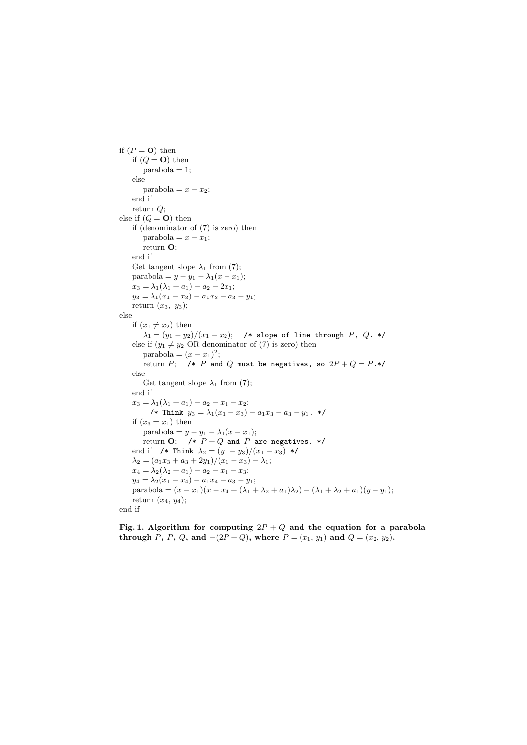```
if (P = O) then
    if (Q = O) then
        parabola = 1;
    else
        parabola = x − x2;
    end if
    return Q;
else if (Q = O) then
    if (denominator of (7) is zero) then
        parabola = x − x1;
        return O;
    end if
    Get tangent slope λ1 from (7);
    parabola = y − y1 − λ1(x − x1);
    x3 = λ1(λ1 + a1) − a2 − 2x1;
    y3 = λ1(x1 − x3) − a1x3 − a3 − y1;
    return (x3, y3);
else
    if (x1 ≠ x2) then
        λ1 = (y1 − y2)/(x1 − x2);   /* slope of line through P, Q. */
    else if (y1 ≠ y2 OR denominator of (7) is zero) then
        parabola = (x − x1)^2;
        return P;   /* P and Q must be negatives, so 2P + Q = P.*/
    else
        Get tangent slope λ1 from (7);
    end if
    x3 = λ1(λ1 + a1) − a2 − x1 − x2;
        /* Think y3 = λ1(x1 − x3) − a1x3 − a3 − y1. */
    if (x3 = x1) then
        parabola = y − y1 − λ1(x − x1);
        return O;   /* P + Q and P are negatives. */
    end if   /* Think λ2 = (y1 − y3)/(x1 − x3) */
    λ2 = (a1x3 + a3 + 2y1)/(x1 − x3) − λ1;
    x4 = λ2(λ2 + a1) − a2 − x1 − x3;
    y4 = λ2(x1 − x4) − a1x4 − a3 − y1;
    parabola = (x − x1)(x − x4 + (λ1 + λ2 + a1)λ2) − (λ1 + λ2 + a1)(y − y1);
    return (x4, y4);
end if
```

**Fig. 1. Algorithm for computing $2P + Q$ and the equation for a parabola through $P$, $P$, $Q$, and $-(2P + Q)$, where $P = (x_1, y_1)$ and $Q = (x_2, y_2)$.**